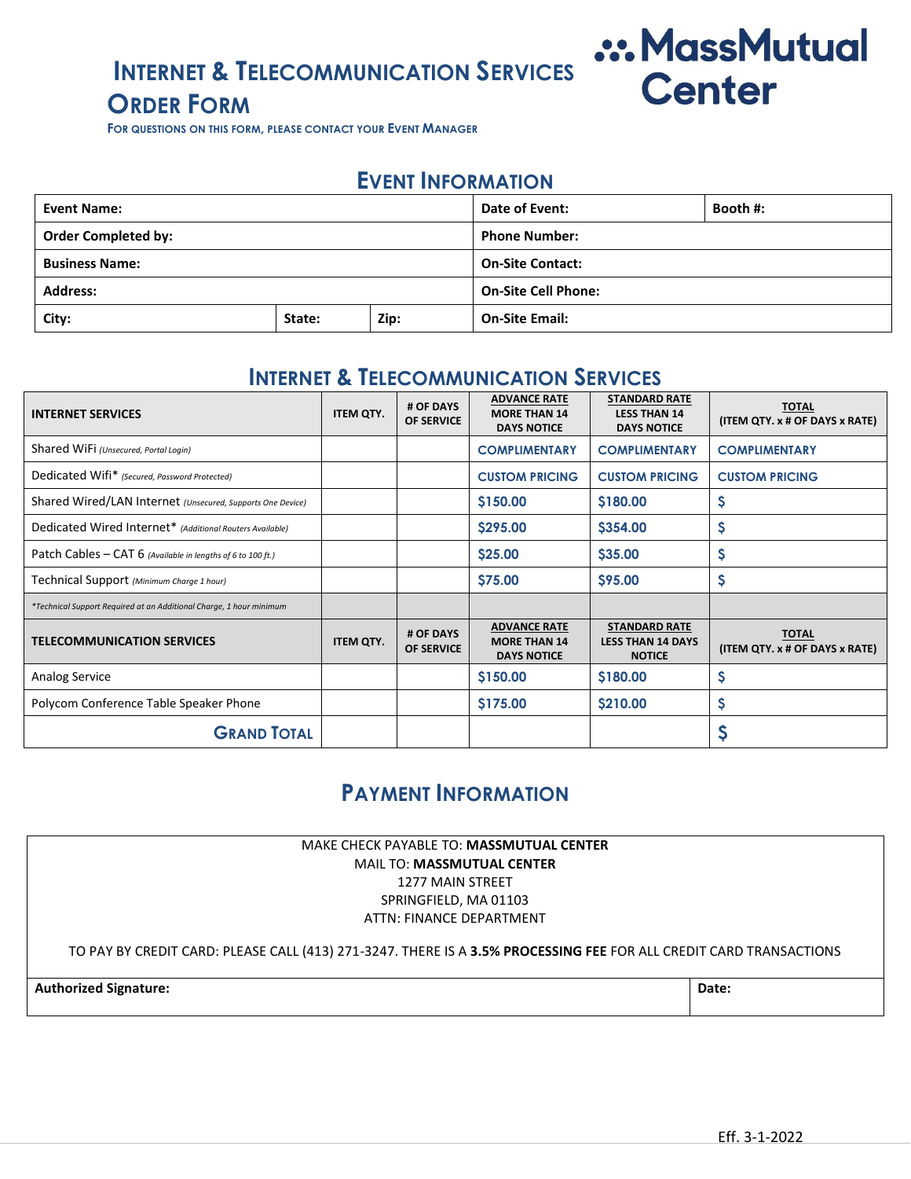# Internet & Telecommunication Services Order Form

**MassMutual Center**

**For questions on this form, please contact your Event Manager**

## Event Information

| | | | | |
|---|---|---|---|---|
| **Event Name:** | | | **Date of Event:** | **Booth #:** |
| **Order Completed by:** | | | **Phone Number:** | |
| **Business Name:** | | | **On-Site Contact:** | |
| **Address:** | | | **On-Site Cell Phone:** | |
| **City:** | **State:** | **Zip:** | **On-Site Email:** | |

## Internet & Telecommunication Services

| INTERNET SERVICES | ITEM QTY. | # OF DAYS OF SERVICE | ADVANCE RATE MORE THAN 14 DAYS NOTICE | STANDARD RATE LESS THAN 14 DAYS NOTICE | TOTAL (ITEM QTY. x # OF DAYS x RATE) |
|---|---|---|---|---|---|
| Shared WiFi *(Unsecured, Portal Login)* | | | COMPLIMENTARY | COMPLIMENTARY | COMPLIMENTARY |
| Dedicated Wifi* *(Secured, Password Protected)* | | | CUSTOM PRICING | CUSTOM PRICING | CUSTOM PRICING |
| Shared Wired/LAN Internet *(Unsecured, Supports One Device)* | | | $150.00 | $180.00 | $ |
| Dedicated Wired Internet* *(Additional Routers Available)* | | | $295.00 | $354.00 | $ |
| Patch Cables – CAT 6 *(Available in lengths of 6 to 100 ft.)* | | | $25.00 | $35.00 | $ |
| Technical Support *(Minimum Charge 1 hour)* | | | $75.00 | $95.00 | $ |
| *\*Technical Support Required at an Additional Charge, 1 hour minimum* | | | | | |
| **TELECOMMUNICATION SERVICES** | **ITEM QTY.** | **# OF DAYS OF SERVICE** | **ADVANCE RATE MORE THAN 14 DAYS NOTICE** | **STANDARD RATE LESS THAN 14 DAYS NOTICE** | **TOTAL (ITEM QTY. x # OF DAYS x RATE)** |
| Analog Service | | | $150.00 | $180.00 | $ |
| Polycom Conference Table Speaker Phone | | | $175.00 | $210.00 | $ |
| **GRAND TOTAL** | | | | | $ |

## Payment Information

MAKE CHECK PAYABLE TO: **MASSMUTUAL CENTER**
MAIL TO: **MASSMUTUAL CENTER**
1277 MAIN STREET
SPRINGFIELD, MA 01103
ATTN: FINANCE DEPARTMENT

TO PAY BY CREDIT CARD: PLEASE CALL (413) 271-3247. THERE IS A **3.5% PROCESSING FEE** FOR ALL CREDIT CARD TRANSACTIONS

| | |
|---|---|
| **Authorized Signature:** | **Date:** |

Eff. 3-1-2022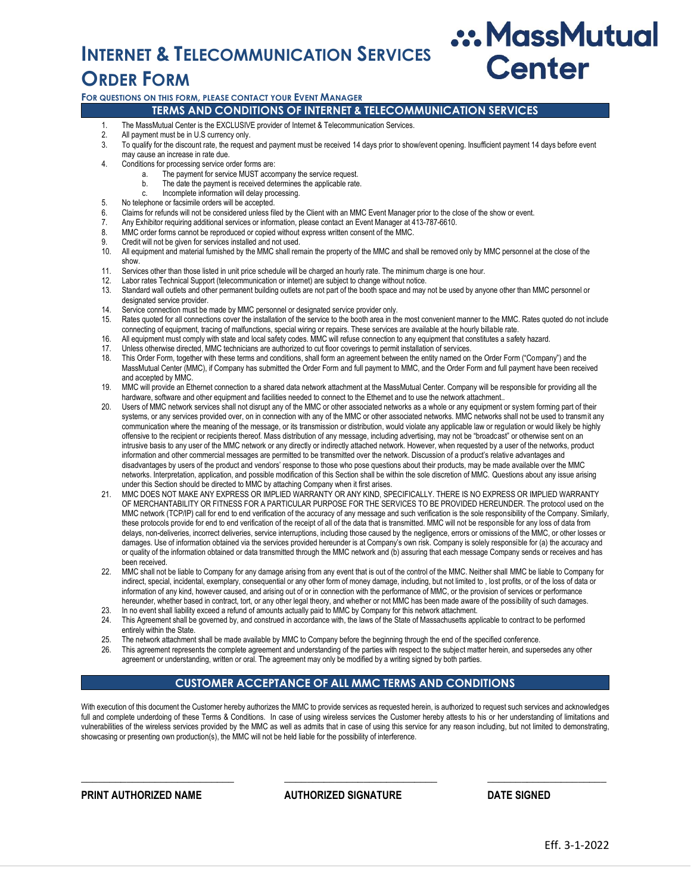# Internet & Telecommunication Services Order Form

**MassMutual Center**

**For questions on this form, please contact your Event Manager**

## TERMS AND CONDITIONS OF INTERNET & TELECOMMUNICATION SERVICES

1. The MassMutual Center is the EXCLUSIVE provider of Internet & Telecommunication Services.
2. All payment must be in U.S currency only.
3. To qualify for the discount rate, the request and payment must be received 14 days prior to show/event opening. Insufficient payment 14 days before event may cause an increase in rate due.
4. Conditions for processing service order forms are:
   a. The payment for service MUST accompany the service request.
   b. The date the payment is received determines the applicable rate.
   c. Incomplete information will delay processing.
5. No telephone or facsimile orders will be accepted.
6. Claims for refunds will not be considered unless filed by the Client with an MMC Event Manager prior to the close of the show or event.
7. Any Exhibitor requiring additional services or information, please contact an Event Manager at 413-787-6610.
8. MMC order forms cannot be reproduced or copied without express written consent of the MMC.
9. Credit will not be given for services installed and not used.
10. All equipment and material furnished by the MMC shall remain the property of the MMC and shall be removed only by MMC personnel at the close of the show.
11. Services other than those listed in unit price schedule will be charged an hourly rate. The minimum charge is one hour.
12. Labor rates Technical Support (telecommunication or internet) are subject to change without notice.
13. Standard wall outlets and other permanent building outlets are not part of the booth space and may not be used by anyone other than MMC personnel or designated service provider.
14. Service connection must be made by MMC personnel or designated service provider only.
15. Rates quoted for all connections cover the installation of the service to the booth area in the most convenient manner to the MMC. Rates quoted do not include connecting of equipment, tracing of malfunctions, special wiring or repairs. These services are available at the hourly billable rate.
16. All equipment must comply with state and local safety codes. MMC will refuse connection to any equipment that constitutes a safety hazard.
17. Unless otherwise directed, MMC technicians are authorized to cut floor coverings to permit installation of services.
18. This Order Form, together with these terms and conditions, shall form an agreement between the entity named on the Order Form ("Company") and the MassMutual Center (MMC), if Company has submitted the Order Form and full payment to MMC, and the Order Form and full payment have been received and accepted by MMC.
19. MMC will provide an Ethernet connection to a shared data network attachment at the MassMutual Center. Company will be responsible for providing all the hardware, software and other equipment and facilities needed to connect to the Ethernet and to use the network attachment..
20. Users of MMC network services shall not disrupt any of the MMC or other associated networks as a whole or any equipment or system forming part of their systems, or any services provided over, on in connection with any of the MMC or other associated networks. MMC networks shall not be used to transmit any communication where the meaning of the message, or its transmission or distribution, would violate any applicable law or regulation or would likely be highly offensive to the recipient or recipients thereof. Mass distribution of any message, including advertising, may not be "broadcast" or otherwise sent on an intrusive basis to any user of the MMC network or any directly or indirectly attached network. However, when requested by a user of the networks, product information and other commercial messages are permitted to be transmitted over the network. Discussion of a product's relative advantages and disadvantages by users of the product and vendors' response to those who pose questions about their products, may be made available over the MMC networks. Interpretation, application, and possible modification of this Section shall be within the sole discretion of MMC. Questions about any issue arising under this Section should be directed to MMC by attaching Company when it first arises.
21. MMC DOES NOT MAKE ANY EXPRESS OR IMPLIED WARRANTY OR ANY KIND, SPECIFICALLY. THERE IS NO EXPRESS OR IMPLIED WARRANTY OF MERCHANTABILITY OR FITNESS FOR A PARTICULAR PURPOSE FOR THE SERVICES TO BE PROVIDED HEREUNDER. The protocol used on the MMC network (TCP/IP) call for end to end verification of the accuracy of any message and such verification is the sole responsibility of the Company. Similarly, these protocols provide for end to end verification of the receipt of all of the data that is transmitted. MMC will not be responsible for any loss of data from delays, non-deliveries, incorrect deliveries, service interruptions, including those caused by the negligence, errors or omissions of the MMC, or other losses or damages. Use of information obtained via the services provided hereunder is at Company's own risk. Company is solely responsible for (a) the accuracy and or quality of the information obtained or data transmitted through the MMC network and (b) assuring that each message Company sends or receives and has been received.
22. MMC shall not be liable to Company for any damage arising from any event that is out of the control of the MMC. Neither shall MMC be liable to Company for indirect, special, incidental, exemplary, consequential or any other form of money damage, including, but not limited to , lost profits, or of the loss of data or information of any kind, however caused, and arising out of or in connection with the performance of MMC, or the provision of services or performance hereunder, whether based in contract, tort, or any other legal theory, and whether or not MMC has been made aware of the possibility of such damages.
23. In no event shall liability exceed a refund of amounts actually paid to MMC by Company for this network attachment.
24. This Agreement shall be governed by, and construed in accordance with, the laws of the State of Massachusetts applicable to contract to be performed entirely within the State.
25. The network attachment shall be made available by MMC to Company before the beginning through the end of the specified conference.
26. This agreement represents the complete agreement and understanding of the parties with respect to the subject matter herein, and supersedes any other agreement or understanding, written or oral. The agreement may only be modified by a writing signed by both parties.

## CUSTOMER ACCEPTANCE OF ALL MMC TERMS AND CONDITIONS

With execution of this document the Customer hereby authorizes the MMC to provide services as requested herein, is authorized to request such services and acknowledges full and complete underdoing of these Terms & Conditions. In case of using wireless services the Customer hereby attests to his or her understanding of limitations and vulnerabilities of the wireless services provided by the MMC as well as admits that in case of using this service for any reason including, but not limited to demonstrating, showcasing or presenting own production(s), the MMC will not be held liable for the possibility of interference.

_______________________________ _______________________________ _______________________________

**PRINT AUTHORIZED NAME** **AUTHORIZED SIGNATURE** **DATE SIGNED**

Eff. 3-1-2022